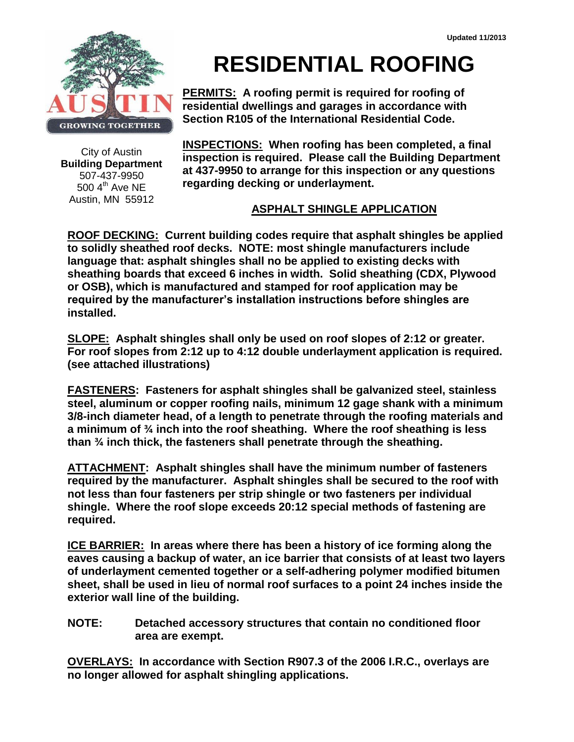Updated 11/2013

# RESIDENTIAL ROOFING

City of Austin
**Building Department**
507-437-9950
500 4th Ave NE
Austin, MN 55912

**PERMITS: A roofing permit is required for roofing of residential dwellings and garages in accordance with Section R105 of the International Residential Code.**

**INSPECTIONS: When roofing has been completed, a final inspection is required. Please call the Building Department at 437-9950 to arrange for this inspection or any questions regarding decking or underlayment.**

## ASPHALT SHINGLE APPLICATION

**ROOF DECKING: Current building codes require that asphalt shingles be applied to solidly sheathed roof decks. NOTE: most shingle manufacturers include language that: asphalt shingles shall no be applied to existing decks with sheathing boards that exceed 6 inches in width. Solid sheathing (CDX, Plywood or OSB), which is manufactured and stamped for roof application may be required by the manufacturer's installation instructions before shingles are installed.**

**SLOPE: Asphalt shingles shall only be used on roof slopes of 2:12 or greater. For roof slopes from 2:12 up to 4:12 double underlayment application is required. (see attached illustrations)**

**FASTENERS: Fasteners for asphalt shingles shall be galvanized steel, stainless steel, aluminum or copper roofing nails, minimum 12 gage shank with a minimum 3/8-inch diameter head, of a length to penetrate through the roofing materials and a minimum of ¾ inch into the roof sheathing. Where the roof sheathing is less than ¾ inch thick, the fasteners shall penetrate through the sheathing.**

**ATTACHMENT: Asphalt shingles shall have the minimum number of fasteners required by the manufacturer. Asphalt shingles shall be secured to the roof with not less than four fasteners per strip shingle or two fasteners per individual shingle. Where the roof slope exceeds 20:12 special methods of fastening are required.**

**ICE BARRIER: In areas where there has been a history of ice forming along the eaves causing a backup of water, an ice barrier that consists of at least two layers of underlayment cemented together or a self-adhering polymer modified bitumen sheet, shall be used in lieu of normal roof surfaces to a point 24 inches inside the exterior wall line of the building.**

**NOTE: Detached accessory structures that contain no conditioned floor area are exempt.**

**OVERLAYS: In accordance with Section R907.3 of the 2006 I.R.C., overlays are no longer allowed for asphalt shingling applications.**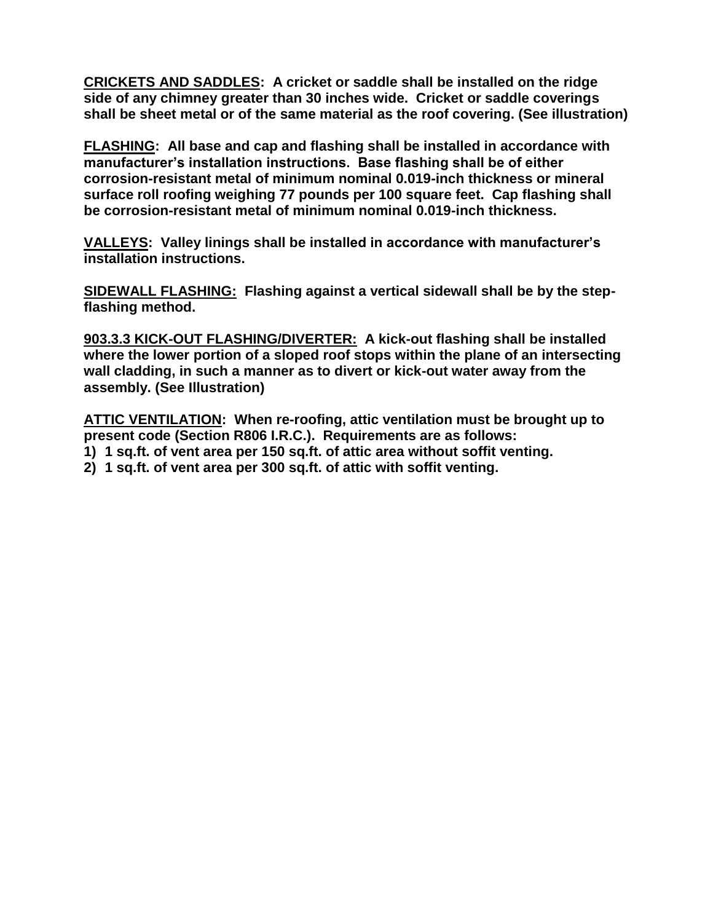**<u>CRICKETS AND SADDLES</u>: A cricket or saddle shall be installed on the ridge side of any chimney greater than 30 inches wide. Cricket or saddle coverings shall be sheet metal or of the same material as the roof covering. (See illustration)**

**<u>FLASHING</u>: All base and cap and flashing shall be installed in accordance with manufacturer's installation instructions. Base flashing shall be of either corrosion-resistant metal of minimum nominal 0.019-inch thickness or mineral surface roll roofing weighing 77 pounds per 100 square feet. Cap flashing shall be corrosion-resistant metal of minimum nominal 0.019-inch thickness.**

**<u>VALLEYS</u>: Valley linings shall be installed in accordance with manufacturer's installation instructions.**

**<u>SIDEWALL FLASHING:</u> Flashing against a vertical sidewall shall be by the step-flashing method.**

**<u>903.3.3 KICK-OUT FLASHING/DIVERTER:</u> A kick-out flashing shall be installed where the lower portion of a sloped roof stops within the plane of an intersecting wall cladding, in such a manner as to divert or kick-out water away from the assembly. (See Illustration)**

**<u>ATTIC VENTILATION</u>: When re-roofing, attic ventilation must be brought up to present code (Section R806 I.R.C.). Requirements are as follows:**

**1) 1 sq.ft. of vent area per 150 sq.ft. of attic area without soffit venting.**

**2) 1 sq.ft. of vent area per 300 sq.ft. of attic with soffit venting.**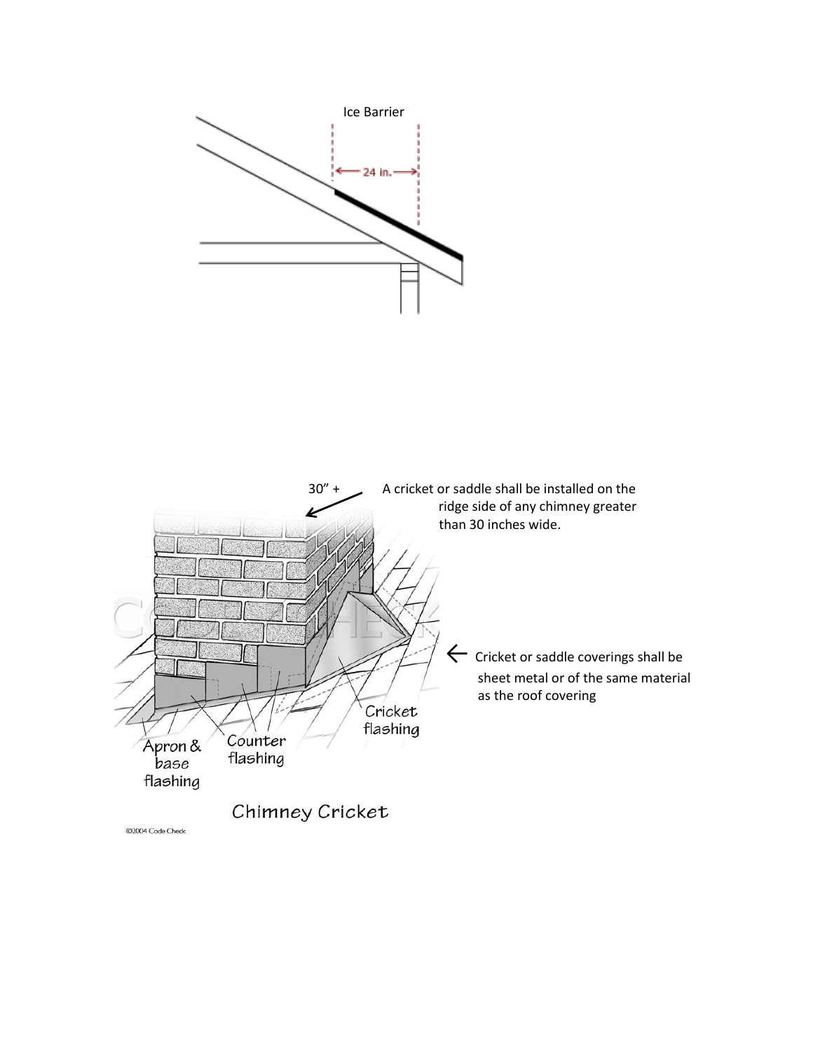Ice Barrier

24 in.

30" +

A cricket or saddle shall be installed on the ridge side of any chimney greater than 30 inches wide.

Cricket or saddle coverings shall be sheet metal or of the same material as the roof covering

Apron & base flashing

Counter flashing

Cricket flashing

Chimney Cricket

©2004 Code Check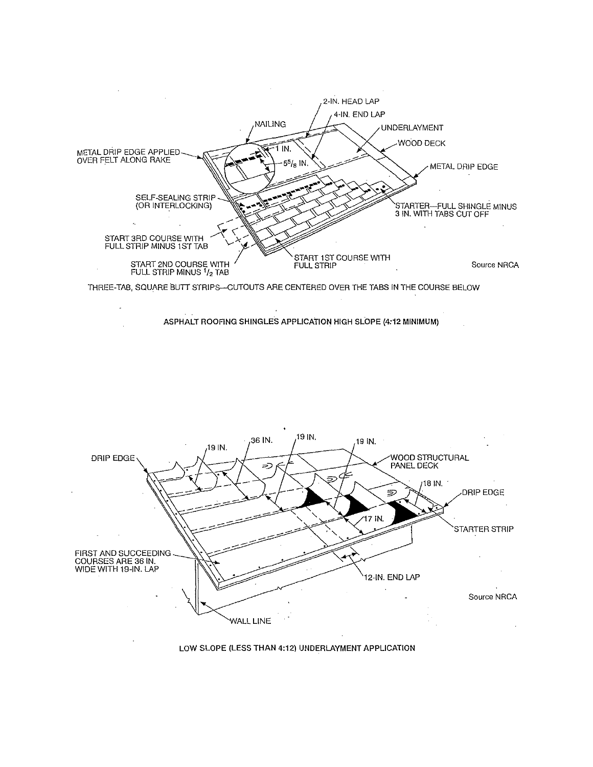METAL DRIP EDGE APPLIED OVER FELT ALONG RAKE

NAILING

2-IN. HEAD LAP

4-IN. END LAP

UNDERLAYMENT

WOOD DECK

METAL DRIP EDGE

1 IN.

5⅝ IN.

SELF-SEALING STRIP (OR INTERLOCKING)

STARTER—FULL SHINGLE MINUS 3 IN. WITH TABS CUT OFF

START 3RD COURSE WITH FULL STRIP MINUS 1ST TAB

START 2ND COURSE WITH FULL STRIP MINUS ½ TAB

START 1ST COURSE WITH FULL STRIP

Source NRCA

THREE-TAB, SQUARE BUTT STRIPS—CUTOUTS ARE CENTERED OVER THE TABS IN THE COURSE BELOW

**ASPHALT ROOFING SHINGLES APPLICATION HIGH SLOPE (4:12 MINIMUM)**

DRIP EDGE

19 IN.

36 IN.

19 IN.

19 IN.

WOOD STRUCTURAL PANEL DECK

18 IN.

DRIP EDGE

17 IN.

STARTER STRIP

FIRST AND SUCCEEDING COURSES ARE 36 IN. WIDE WITH 19-IN. LAP

12-IN. END LAP

WALL LINE

Source NRCA

**LOW SLOPE (LESS THAN 4:12) UNDERLAYMENT APPLICATION**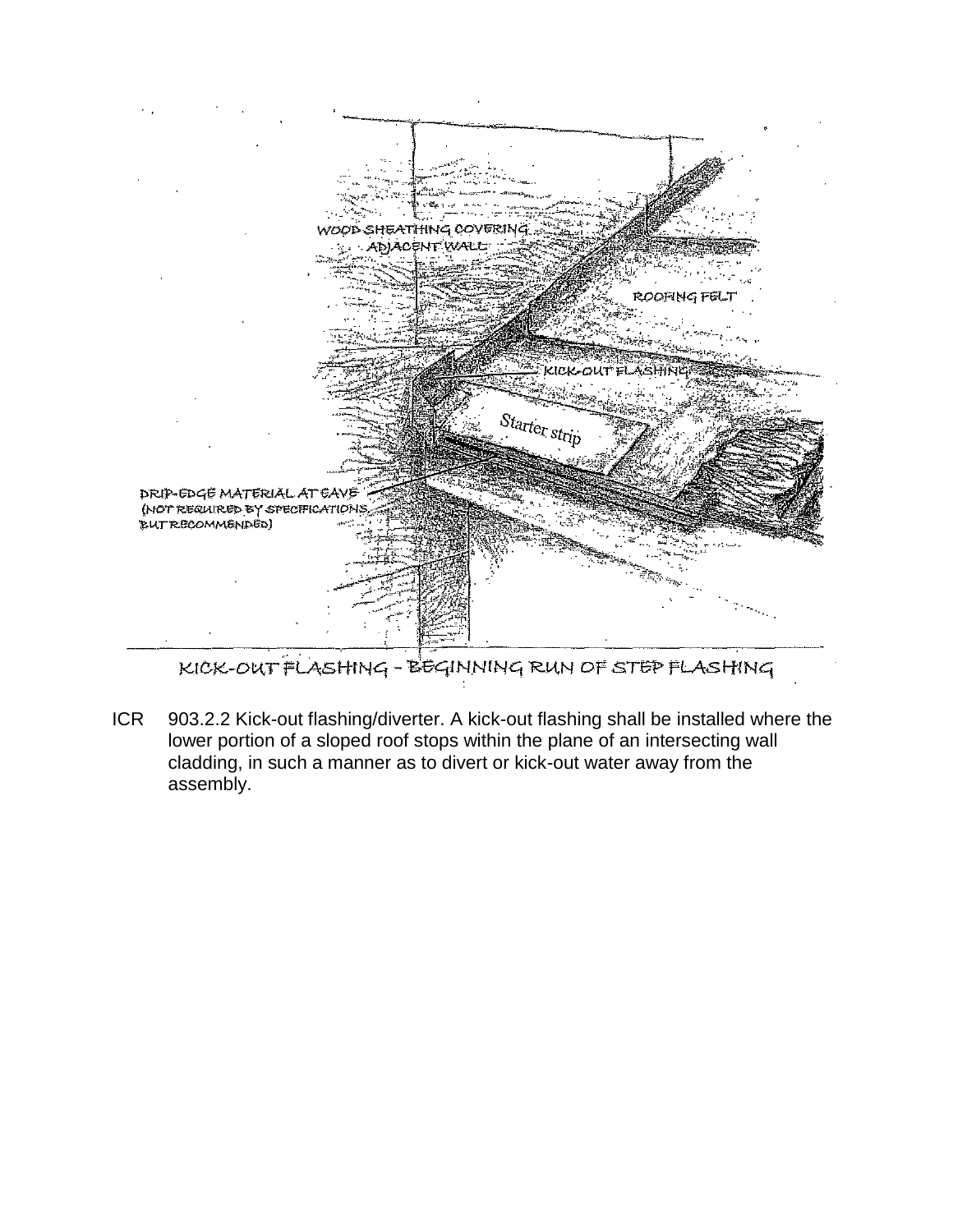WOOD SHEATHING COVERING ADJACENT WALL

ROOFING FELT

KICK-OUT FLASHING

Starter strip

DRIP-EDGE MATERIAL AT EAVE (NOT REQUIRED BY SPECIFICATIONS BUT RECOMMENDED)

KICK-OUT FLASHING – BEGINNING RUN OF STEP FLASHING

ICR 903.2.2 Kick-out flashing/diverter. A kick-out flashing shall be installed where the lower portion of a sloped roof stops within the plane of an intersecting wall cladding, in such a manner as to divert or kick-out water away from the assembly.